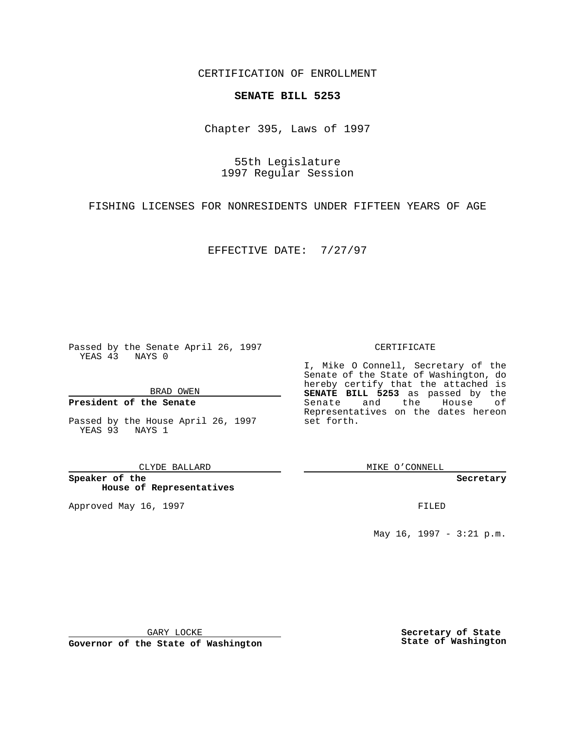CERTIFICATION OF ENROLLMENT

**SENATE BILL 5253**

Chapter 395, Laws of 1997

55th Legislature
1997 Regular Session

FISHING LICENSES FOR NONRESIDENTS UNDER FIFTEEN YEARS OF AGE

EFFECTIVE DATE: 7/27/97

Passed by the Senate April 26, 1997
YEAS 43 NAYS 0

BRAD OWEN

**President of the Senate**

Passed by the House April 26, 1997
YEAS 93 NAYS 1

CLYDE BALLARD

**Speaker of the House of Representatives**

Approved May 16, 1997

GARY LOCKE

**Governor of the State of Washington**

CERTIFICATE

I, Mike O Connell, Secretary of the Senate of the State of Washington, do hereby certify that the attached is **SENATE BILL 5253** as passed by the Senate and the House of Representatives on the dates hereon set forth.

MIKE O'CONNELL

**Secretary**

FILED

May 16, 1997 - 3:21 p.m.

**Secretary of State State of Washington**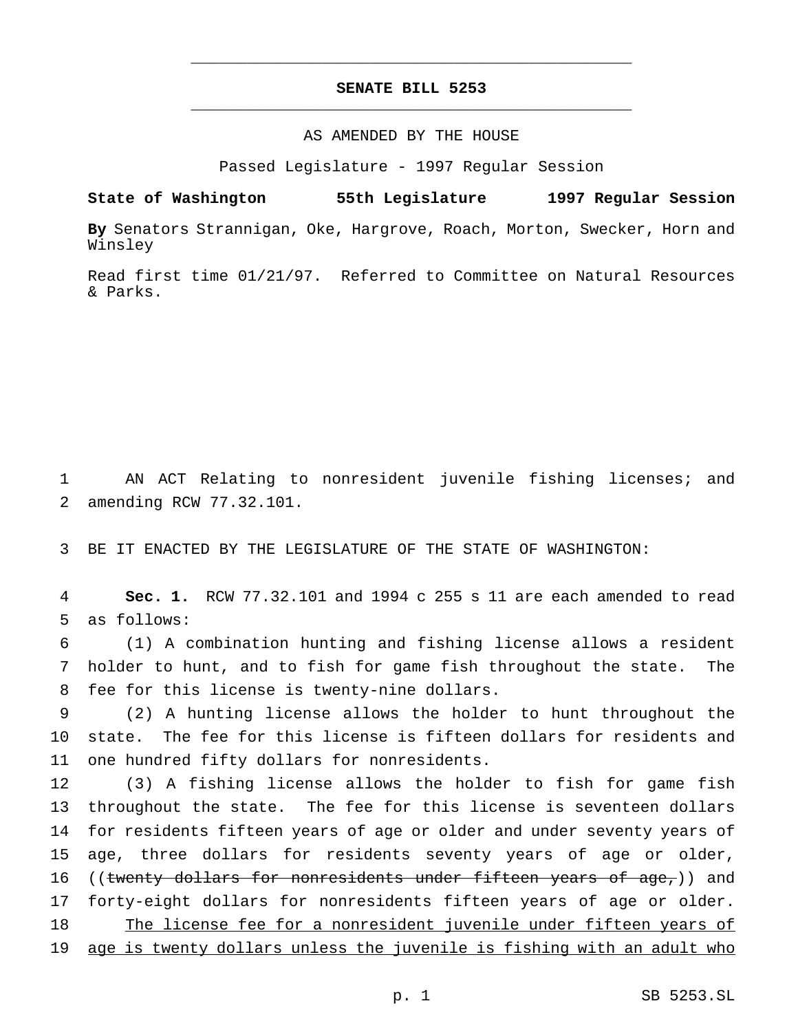# SENATE BILL 5253

AS AMENDED BY THE HOUSE

Passed Legislature - 1997 Regular Session

**State of Washington 55th Legislature 1997 Regular Session**

**By** Senators Strannigan, Oke, Hargrove, Roach, Morton, Swecker, Horn and Winsley

Read first time 01/21/97. Referred to Committee on Natural Resources & Parks.

AN ACT Relating to nonresident juvenile fishing licenses; and amending RCW 77.32.101.

BE IT ENACTED BY THE LEGISLATURE OF THE STATE OF WASHINGTON:

**Sec. 1.** RCW 77.32.101 and 1994 c 255 s 11 are each amended to read as follows:

(1) A combination hunting and fishing license allows a resident holder to hunt, and to fish for game fish throughout the state. The fee for this license is twenty-nine dollars.

(2) A hunting license allows the holder to hunt throughout the state. The fee for this license is fifteen dollars for residents and one hundred fifty dollars for nonresidents.

(3) A fishing license allows the holder to fish for game fish throughout the state. The fee for this license is seventeen dollars for residents fifteen years of age or older and under seventy years of age, three dollars for residents seventy years of age or older, ((~~twenty dollars for nonresidents under fifteen years of age,~~)) and forty-eight dollars for nonresidents fifteen years of age or older. <u>The license fee for a nonresident juvenile under fifteen years of age is twenty dollars unless the juvenile is fishing with an adult who</u>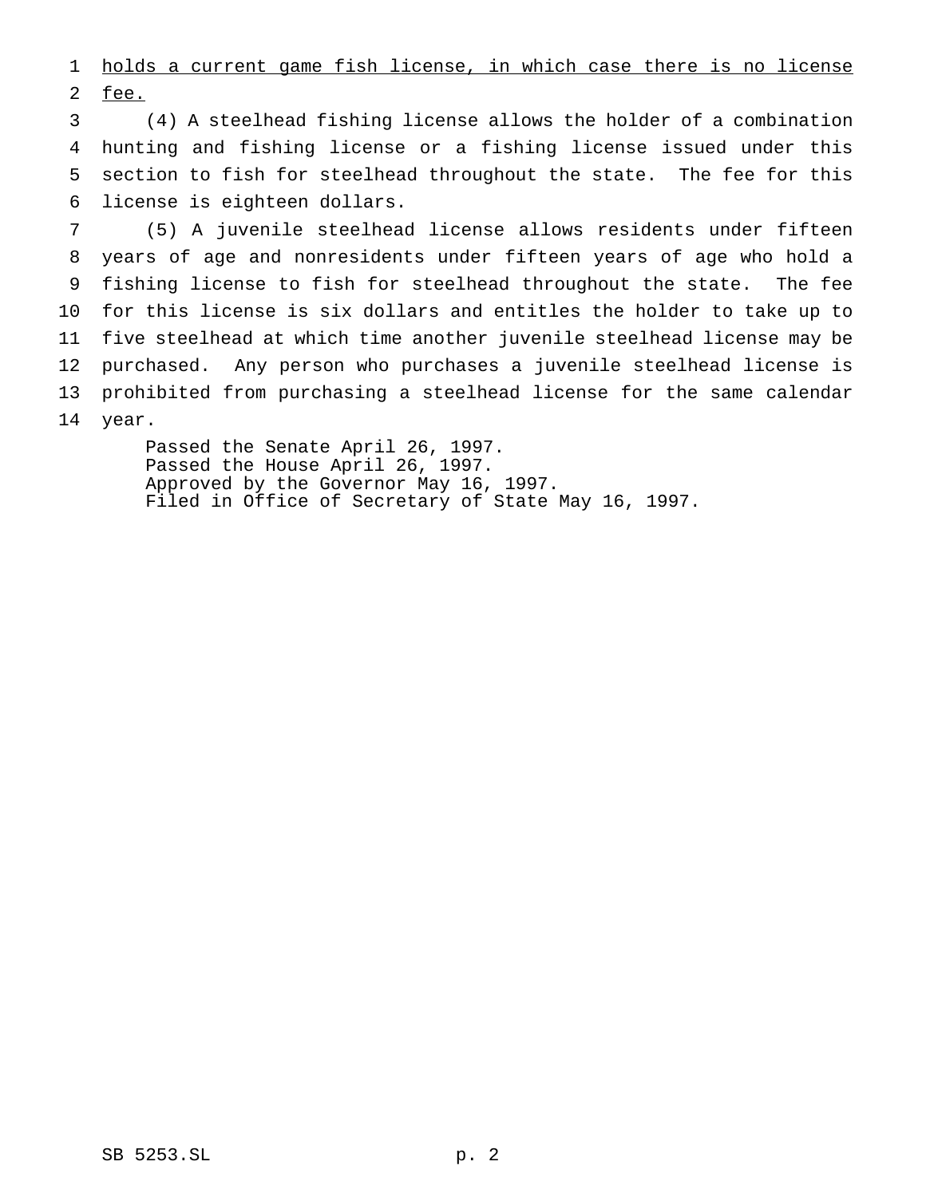holds a current game fish license, in which case there is no license fee.

(4) A steelhead fishing license allows the holder of a combination hunting and fishing license or a fishing license issued under this section to fish for steelhead throughout the state. The fee for this license is eighteen dollars.

(5) A juvenile steelhead license allows residents under fifteen years of age and nonresidents under fifteen years of age who hold a fishing license to fish for steelhead throughout the state. The fee for this license is six dollars and entitles the holder to take up to five steelhead at which time another juvenile steelhead license may be purchased. Any person who purchases a juvenile steelhead license is prohibited from purchasing a steelhead license for the same calendar year.

Passed the Senate April 26, 1997.
Passed the House April 26, 1997.
Approved by the Governor May 16, 1997.
Filed in Office of Secretary of State May 16, 1997.